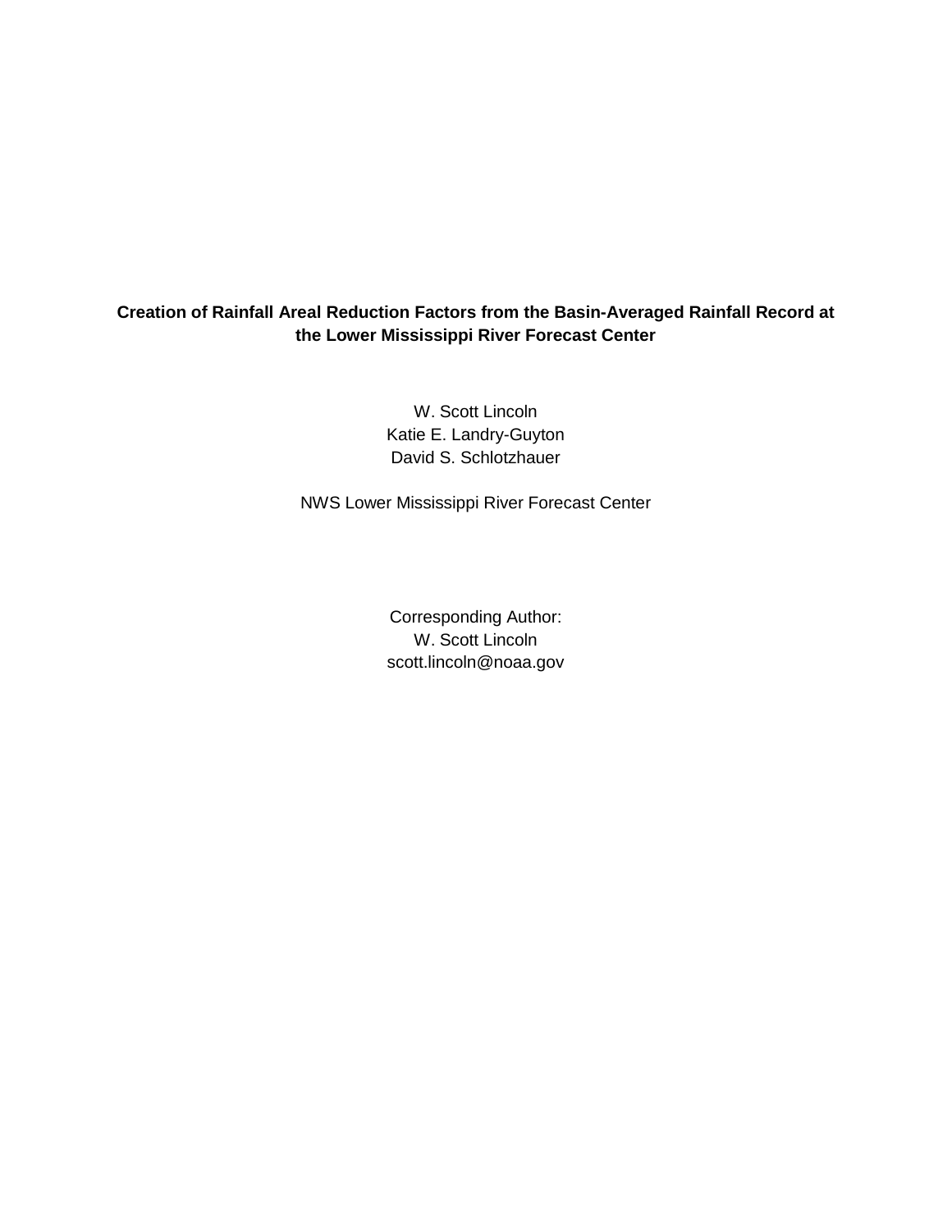# Creation of Rainfall Areal Reduction Factors from the Basin-Averaged Rainfall Record at the Lower Mississippi River Forecast Center

W. Scott Lincoln
Katie E. Landry-Guyton
David S. Schlotzhauer

NWS Lower Mississippi River Forecast Center

Corresponding Author:
W. Scott Lincoln
scott.lincoln@noaa.gov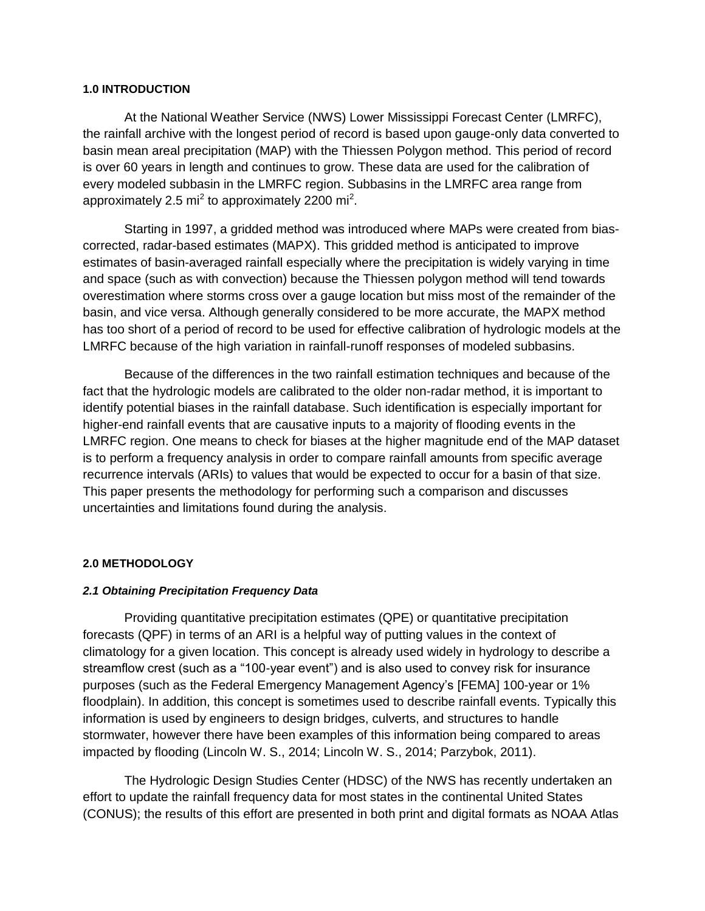## 1.0 INTRODUCTION

At the National Weather Service (NWS) Lower Mississippi Forecast Center (LMRFC), the rainfall archive with the longest period of record is based upon gauge-only data converted to basin mean areal precipitation (MAP) with the Thiessen Polygon method. This period of record is over 60 years in length and continues to grow. These data are used for the calibration of every modeled subbasin in the LMRFC region. Subbasins in the LMRFC area range from approximately 2.5 $mi^2$ to approximately 2200 $mi^2$.

Starting in 1997, a gridded method was introduced where MAPs were created from bias-corrected, radar-based estimates (MAPX). This gridded method is anticipated to improve estimates of basin-averaged rainfall especially where the precipitation is widely varying in time and space (such as with convection) because the Thiessen polygon method will tend towards overestimation where storms cross over a gauge location but miss most of the remainder of the basin, and vice versa. Although generally considered to be more accurate, the MAPX method has too short of a period of record to be used for effective calibration of hydrologic models at the LMRFC because of the high variation in rainfall-runoff responses of modeled subbasins.

Because of the differences in the two rainfall estimation techniques and because of the fact that the hydrologic models are calibrated to the older non-radar method, it is important to identify potential biases in the rainfall database. Such identification is especially important for higher-end rainfall events that are causative inputs to a majority of flooding events in the LMRFC region. One means to check for biases at the higher magnitude end of the MAP dataset is to perform a frequency analysis in order to compare rainfall amounts from specific average recurrence intervals (ARIs) to values that would be expected to occur for a basin of that size. This paper presents the methodology for performing such a comparison and discusses uncertainties and limitations found during the analysis.

## 2.0 METHODOLOGY

### *2.1 Obtaining Precipitation Frequency Data*

Providing quantitative precipitation estimates (QPE) or quantitative precipitation forecasts (QPF) in terms of an ARI is a helpful way of putting values in the context of climatology for a given location. This concept is already used widely in hydrology to describe a streamflow crest (such as a "100-year event") and is also used to convey risk for insurance purposes (such as the Federal Emergency Management Agency's [FEMA] 100-year or 1% floodplain). In addition, this concept is sometimes used to describe rainfall events. Typically this information is used by engineers to design bridges, culverts, and structures to handle stormwater, however there have been examples of this information being compared to areas impacted by flooding (Lincoln W. S., 2014; Lincoln W. S., 2014; Parzybok, 2011).

The Hydrologic Design Studies Center (HDSC) of the NWS has recently undertaken an effort to update the rainfall frequency data for most states in the continental United States (CONUS); the results of this effort are presented in both print and digital formats as NOAA Atlas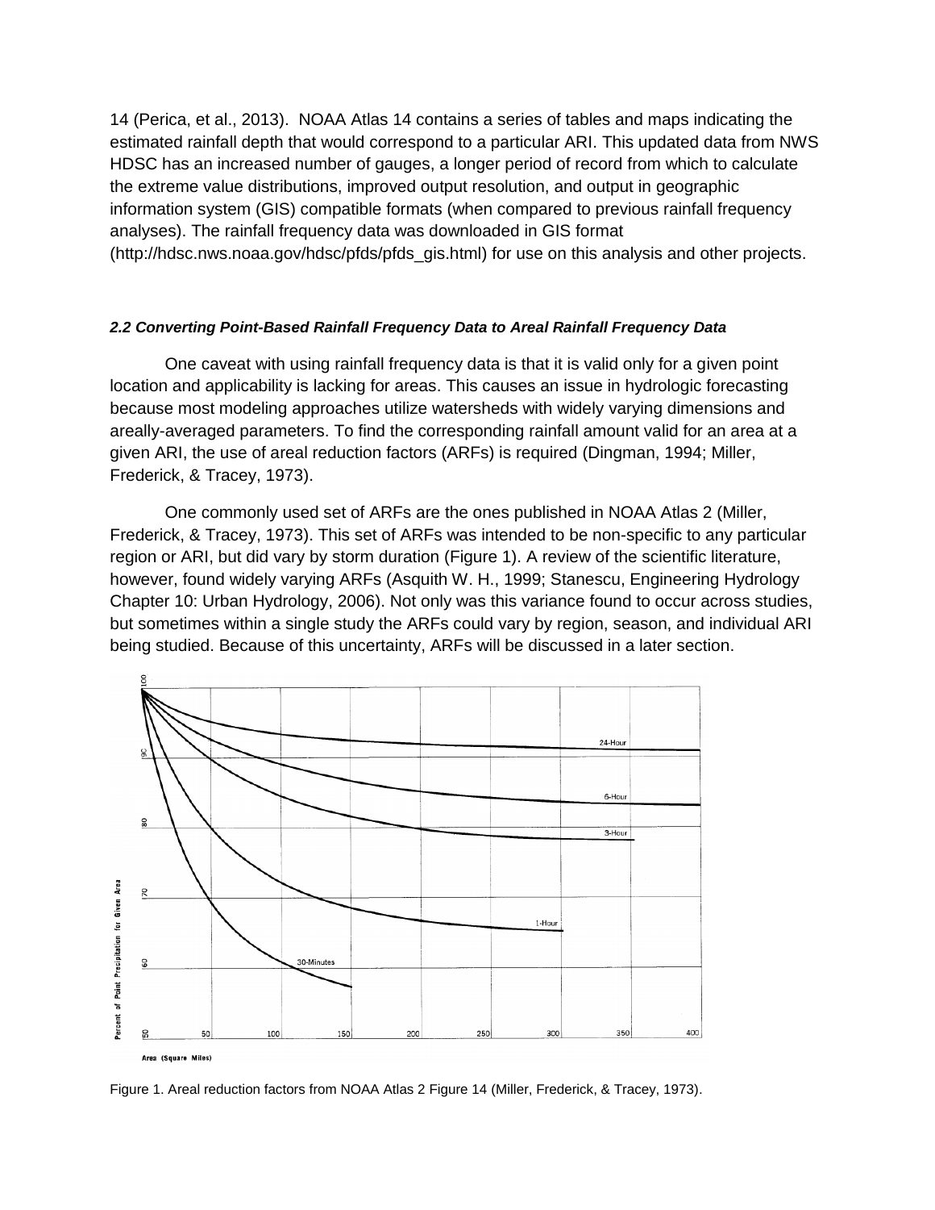14 (Perica, et al., 2013). NOAA Atlas 14 contains a series of tables and maps indicating the estimated rainfall depth that would correspond to a particular ARI. This updated data from NWS HDSC has an increased number of gauges, a longer period of record from which to calculate the extreme value distributions, improved output resolution, and output in geographic information system (GIS) compatible formats (when compared to previous rainfall frequency analyses). The rainfall frequency data was downloaded in GIS format (http://hdsc.nws.noaa.gov/hdsc/pfds/pfds_gis.html) for use on this analysis and other projects.

### *2.2 Converting Point-Based Rainfall Frequency Data to Areal Rainfall Frequency Data*

One caveat with using rainfall frequency data is that it is valid only for a given point location and applicability is lacking for areas. This causes an issue in hydrologic forecasting because most modeling approaches utilize watersheds with widely varying dimensions and areally-averaged parameters. To find the corresponding rainfall amount valid for an area at a given ARI, the use of areal reduction factors (ARFs) is required (Dingman, 1994; Miller, Frederick, & Tracey, 1973).

One commonly used set of ARFs are the ones published in NOAA Atlas 2 (Miller, Frederick, & Tracey, 1973). This set of ARFs was intended to be non-specific to any particular region or ARI, but did vary by storm duration (Figure 1). A review of the scientific literature, however, found widely varying ARFs (Asquith W. H., 1999; Stanescu, Engineering Hydrology Chapter 10: Urban Hydrology, 2006). Not only was this variance found to occur across studies, but sometimes within a single study the ARFs could vary by region, season, and individual ARI being studied. Because of this uncertainty, ARFs will be discussed in a later section.

Figure 1. Areal reduction factors from NOAA Atlas 2 Figure 14 (Miller, Frederick, & Tracey, 1973).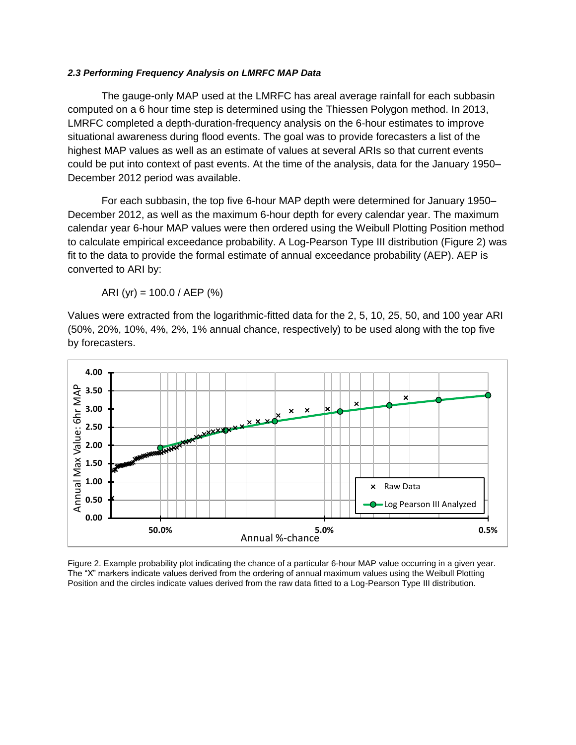### *2.3 Performing Frequency Analysis on LMRFC MAP Data*

The gauge-only MAP used at the LMRFC has areal average rainfall for each subbasin computed on a 6 hour time step is determined using the Thiessen Polygon method. In 2013, LMRFC completed a depth-duration-frequency analysis on the 6-hour estimates to improve situational awareness during flood events. The goal was to provide forecasters a list of the highest MAP values as well as an estimate of values at several ARIs so that current events could be put into context of past events. At the time of the analysis, data for the January 1950–December 2012 period was available.

For each subbasin, the top five 6-hour MAP depth were determined for January 1950–December 2012, as well as the maximum 6-hour depth for every calendar year. The maximum calendar year 6-hour MAP values were then ordered using the Weibull Plotting Position method to calculate empirical exceedance probability. A Log-Pearson Type III distribution (Figure 2) was fit to the data to provide the formal estimate of annual exceedance probability (AEP). AEP is converted to ARI by:

$$\text{ARI (yr)} = 100.0 / \text{AEP (\%)}$$

Values were extracted from the logarithmic-fitted data for the 2, 5, 10, 25, 50, and 100 year ARI (50%, 20%, 10%, 4%, 2%, 1% annual chance, respectively) to be used along with the top five by forecasters.

Figure 2. Example probability plot indicating the chance of a particular 6-hour MAP value occurring in a given year. The "X" markers indicate values derived from the ordering of annual maximum values using the Weibull Plotting Position and the circles indicate values derived from the raw data fitted to a Log-Pearson Type III distribution.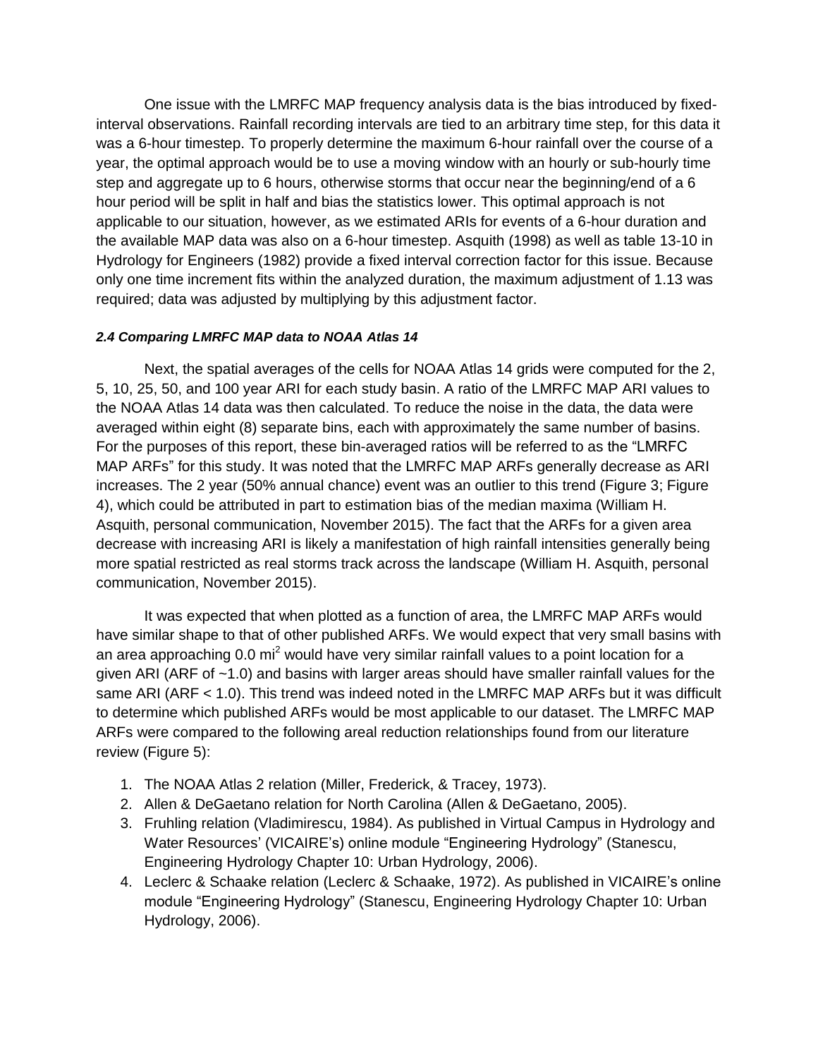One issue with the LMRFC MAP frequency analysis data is the bias introduced by fixed-interval observations. Rainfall recording intervals are tied to an arbitrary time step, for this data it was a 6-hour timestep. To properly determine the maximum 6-hour rainfall over the course of a year, the optimal approach would be to use a moving window with an hourly or sub-hourly time step and aggregate up to 6 hours, otherwise storms that occur near the beginning/end of a 6 hour period will be split in half and bias the statistics lower. This optimal approach is not applicable to our situation, however, as we estimated ARIs for events of a 6-hour duration and the available MAP data was also on a 6-hour timestep. Asquith (1998) as well as table 13-10 in Hydrology for Engineers (1982) provide a fixed interval correction factor for this issue. Because only one time increment fits within the analyzed duration, the maximum adjustment of 1.13 was required; data was adjusted by multiplying by this adjustment factor.

#### *2.4 Comparing LMRFC MAP data to NOAA Atlas 14*

Next, the spatial averages of the cells for NOAA Atlas 14 grids were computed for the 2, 5, 10, 25, 50, and 100 year ARI for each study basin. A ratio of the LMRFC MAP ARI values to the NOAA Atlas 14 data was then calculated. To reduce the noise in the data, the data were averaged within eight (8) separate bins, each with approximately the same number of basins. For the purposes of this report, these bin-averaged ratios will be referred to as the "LMRFC MAP ARFs" for this study. It was noted that the LMRFC MAP ARFs generally decrease as ARI increases. The 2 year (50% annual chance) event was an outlier to this trend (Figure 3; Figure 4), which could be attributed in part to estimation bias of the median maxima (William H. Asquith, personal communication, November 2015). The fact that the ARFs for a given area decrease with increasing ARI is likely a manifestation of high rainfall intensities generally being more spatial restricted as real storms track across the landscape (William H. Asquith, personal communication, November 2015).

It was expected that when plotted as a function of area, the LMRFC MAP ARFs would have similar shape to that of other published ARFs. We would expect that very small basins with an area approaching 0.0 $mi^2$ would have very similar rainfall values to a point location for a given ARI (ARF of ~1.0) and basins with larger areas should have smaller rainfall values for the same ARI (ARF < 1.0). This trend was indeed noted in the LMRFC MAP ARFs but it was difficult to determine which published ARFs would be most applicable to our dataset. The LMRFC MAP ARFs were compared to the following areal reduction relationships found from our literature review (Figure 5):

1. The NOAA Atlas 2 relation (Miller, Frederick, & Tracey, 1973).
2. Allen & DeGaetano relation for North Carolina (Allen & DeGaetano, 2005).
3. Fruhling relation (Vladimirescu, 1984). As published in Virtual Campus in Hydrology and Water Resources' (VICAIRE's) online module "Engineering Hydrology" (Stanescu, Engineering Hydrology Chapter 10: Urban Hydrology, 2006).
4. Leclerc & Schaake relation (Leclerc & Schaake, 1972). As published in VICAIRE's online module "Engineering Hydrology" (Stanescu, Engineering Hydrology Chapter 10: Urban Hydrology, 2006).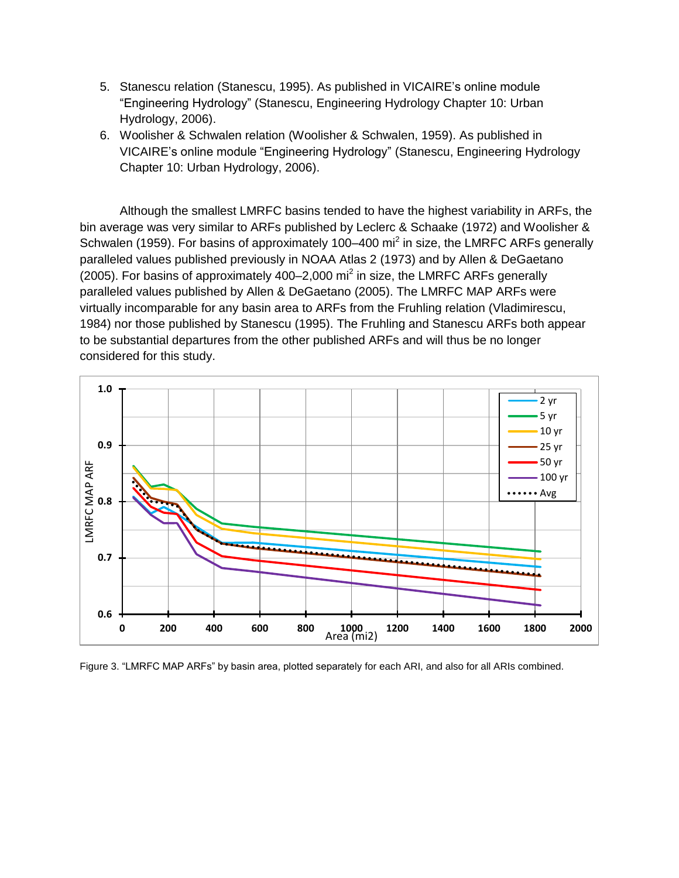5. Stanescu relation (Stanescu, 1995). As published in VICAIRE's online module "Engineering Hydrology" (Stanescu, Engineering Hydrology Chapter 10: Urban Hydrology, 2006).
6. Woolisher & Schwalen relation (Woolisher & Schwalen, 1959). As published in VICAIRE's online module "Engineering Hydrology" (Stanescu, Engineering Hydrology Chapter 10: Urban Hydrology, 2006).

Although the smallest LMRFC basins tended to have the highest variability in ARFs, the bin average was very similar to ARFs published by Leclerc & Schaake (1972) and Woolisher & Schwalen (1959). For basins of approximately 100–400 mi$^2$ in size, the LMRFC ARFs generally paralleled values published previously in NOAA Atlas 2 (1973) and by Allen & DeGaetano (2005). For basins of approximately 400–2,000 mi$^2$ in size, the LMRFC ARFs generally paralleled values published by Allen & DeGaetano (2005). The LMRFC MAP ARFs were virtually incomparable for any basin area to ARFs from the Fruhling relation (Vladimirescu, 1984) nor those published by Stanescu (1995). The Fruhling and Stanescu ARFs both appear to be substantial departures from the other published ARFs and will thus be no longer considered for this study.

Figure 3. "LMRFC MAP ARFs" by basin area, plotted separately for each ARI, and also for all ARIs combined.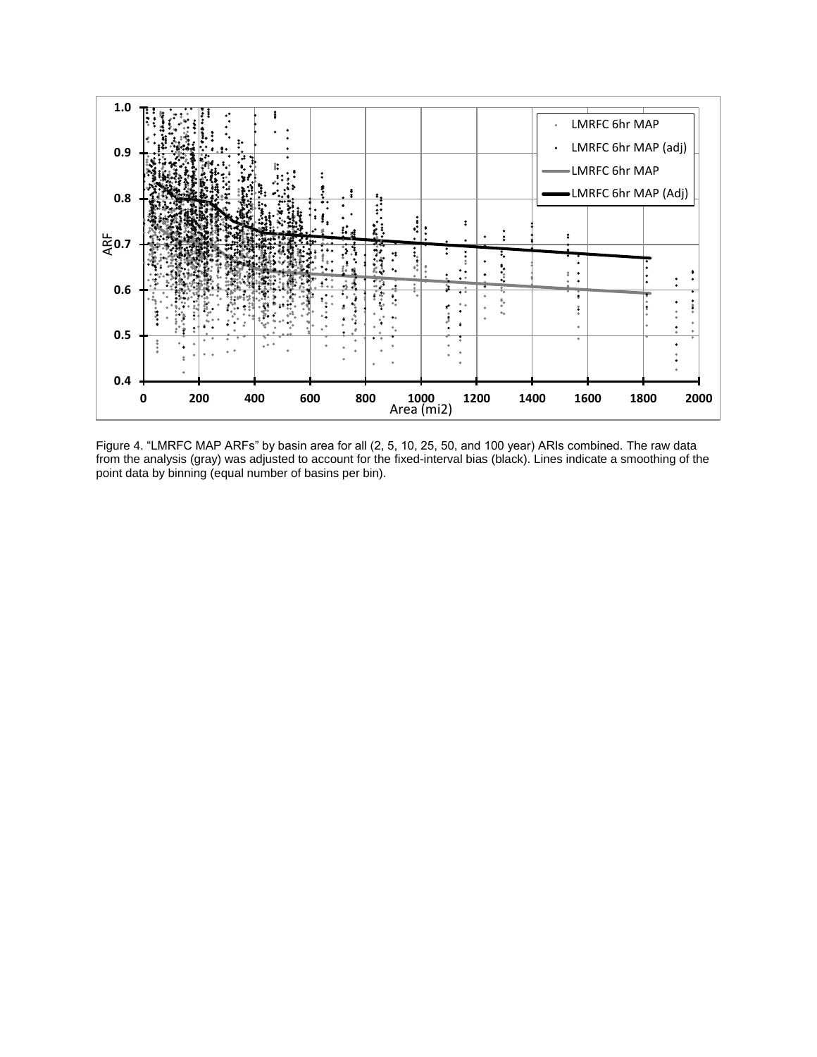Figure 4. "LMRFC MAP ARFs" by basin area for all (2, 5, 10, 25, 50, and 100 year) ARIs combined. The raw data from the analysis (gray) was adjusted to account for the fixed-interval bias (black). Lines indicate a smoothing of the point data by binning (equal number of basins per bin).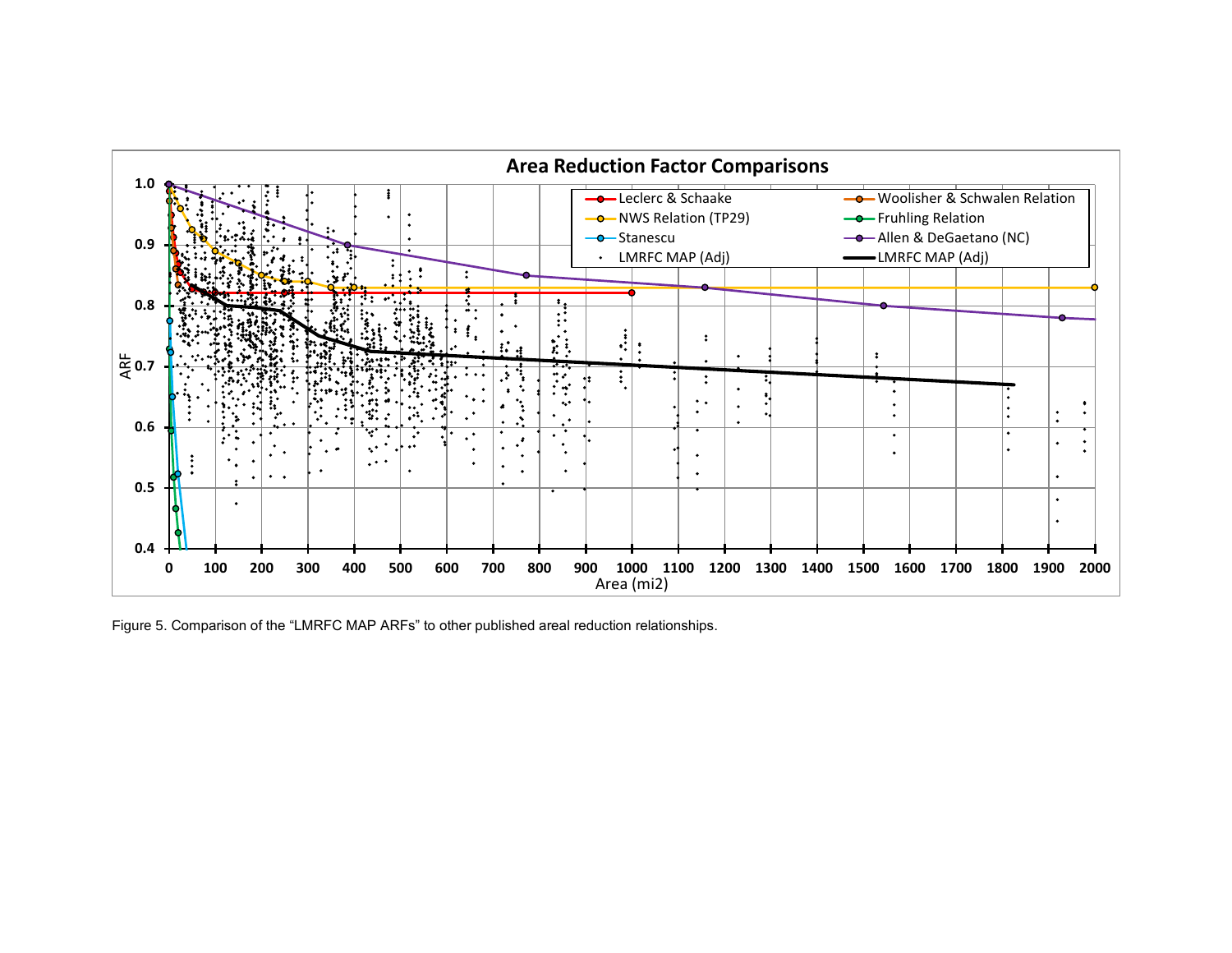Figure 5. Comparison of the “LMRFC MAP ARFs” to other published areal reduction relationships.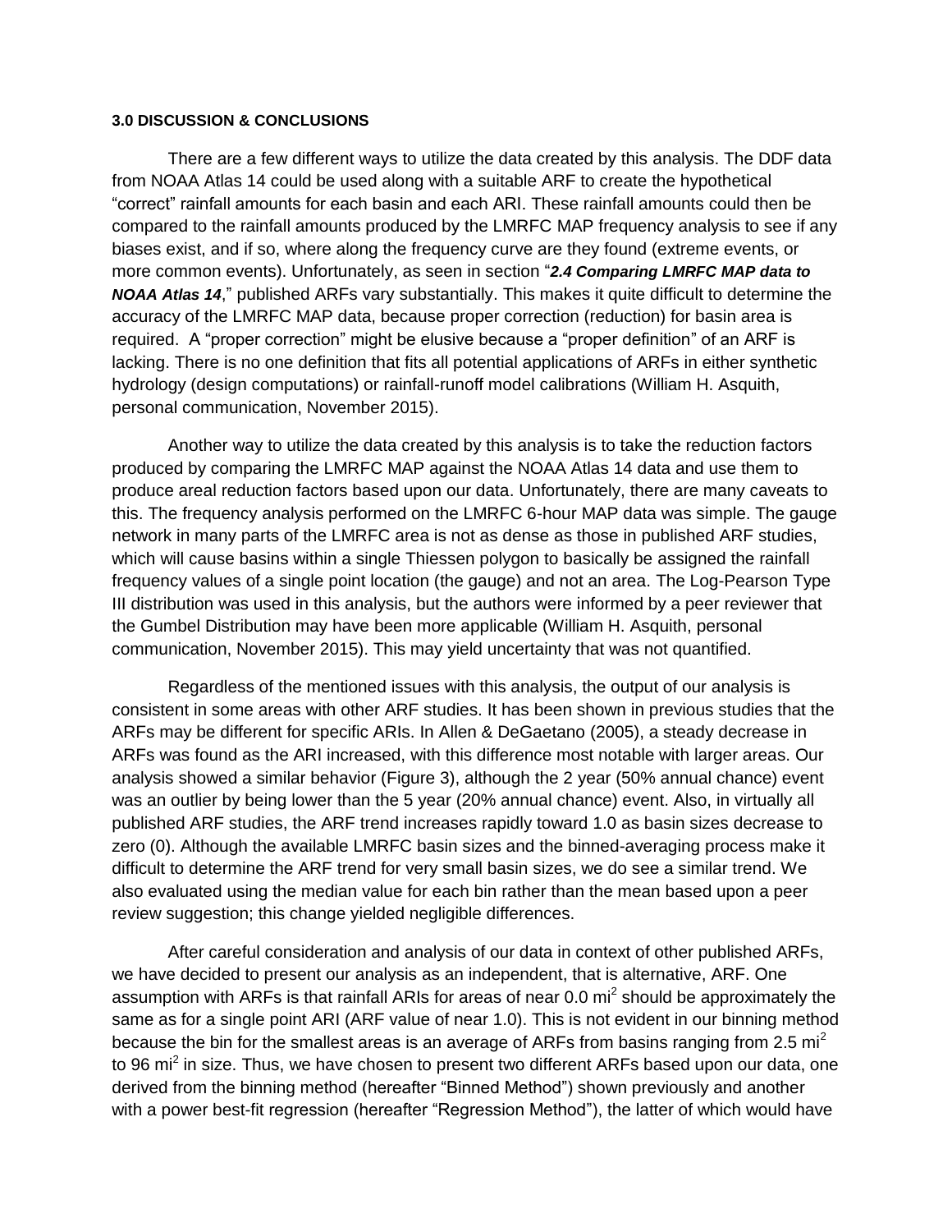**3.0 DISCUSSION & CONCLUSIONS**

There are a few different ways to utilize the data created by this analysis. The DDF data from NOAA Atlas 14 could be used along with a suitable ARF to create the hypothetical "correct" rainfall amounts for each basin and each ARI. These rainfall amounts could then be compared to the rainfall amounts produced by the LMRFC MAP frequency analysis to see if any biases exist, and if so, where along the frequency curve are they found (extreme events, or more common events). Unfortunately, as seen in section "***2.4 Comparing LMRFC MAP data to NOAA Atlas 14***," published ARFs vary substantially. This makes it quite difficult to determine the accuracy of the LMRFC MAP data, because proper correction (reduction) for basin area is required. A "proper correction" might be elusive because a "proper definition" of an ARF is lacking. There is no one definition that fits all potential applications of ARFs in either synthetic hydrology (design computations) or rainfall-runoff model calibrations (William H. Asquith, personal communication, November 2015).

Another way to utilize the data created by this analysis is to take the reduction factors produced by comparing the LMRFC MAP against the NOAA Atlas 14 data and use them to produce areal reduction factors based upon our data. Unfortunately, there are many caveats to this. The frequency analysis performed on the LMRFC 6-hour MAP data was simple. The gauge network in many parts of the LMRFC area is not as dense as those in published ARF studies, which will cause basins within a single Thiessen polygon to basically be assigned the rainfall frequency values of a single point location (the gauge) and not an area. The Log-Pearson Type III distribution was used in this analysis, but the authors were informed by a peer reviewer that the Gumbel Distribution may have been more applicable (William H. Asquith, personal communication, November 2015). This may yield uncertainty that was not quantified.

Regardless of the mentioned issues with this analysis, the output of our analysis is consistent in some areas with other ARF studies. It has been shown in previous studies that the ARFs may be different for specific ARIs. In Allen & DeGaetano (2005), a steady decrease in ARFs was found as the ARI increased, with this difference most notable with larger areas. Our analysis showed a similar behavior (Figure 3), although the 2 year (50% annual chance) event was an outlier by being lower than the 5 year (20% annual chance) event. Also, in virtually all published ARF studies, the ARF trend increases rapidly toward 1.0 as basin sizes decrease to zero (0). Although the available LMRFC basin sizes and the binned-averaging process make it difficult to determine the ARF trend for very small basin sizes, we do see a similar trend. We also evaluated using the median value for each bin rather than the mean based upon a peer review suggestion; this change yielded negligible differences.

After careful consideration and analysis of our data in context of other published ARFs, we have decided to present our analysis as an independent, that is alternative, ARF. One assumption with ARFs is that rainfall ARIs for areas of near 0.0 $mi^2$ should be approximately the same as for a single point ARI (ARF value of near 1.0). This is not evident in our binning method because the bin for the smallest areas is an average of ARFs from basins ranging from 2.5 $mi^2$ to 96 $mi^2$ in size. Thus, we have chosen to present two different ARFs based upon our data, one derived from the binning method (hereafter "Binned Method") shown previously and another with a power best-fit regression (hereafter "Regression Method"), the latter of which would have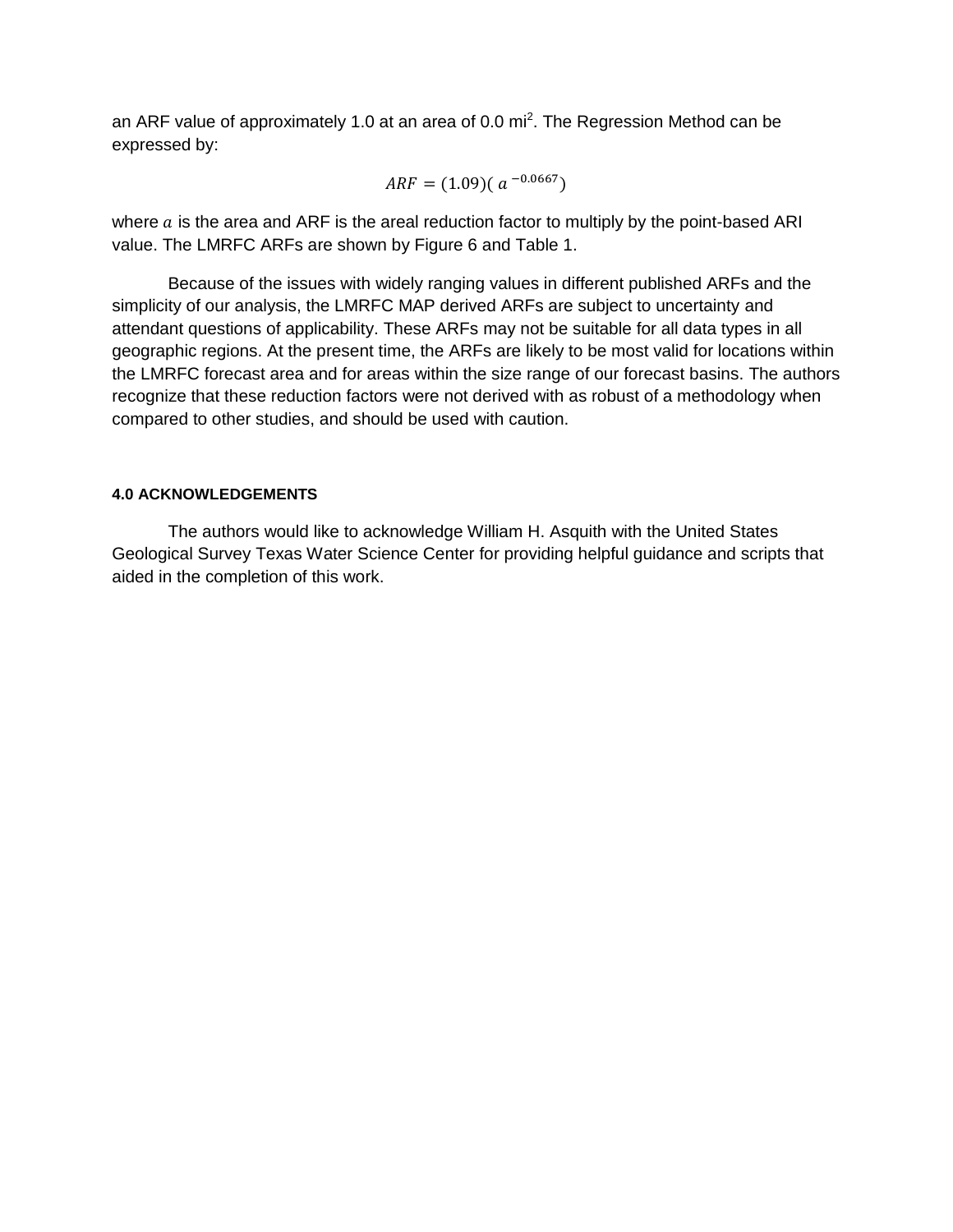an ARF value of approximately 1.0 at an area of 0.0 mi$^2$. The Regression Method can be expressed by:

$$ARF = (1.09)(\,a^{-0.0667})$$

where $a$ is the area and ARF is the areal reduction factor to multiply by the point-based ARI value. The LMRFC ARFs are shown by Figure 6 and Table 1.

Because of the issues with widely ranging values in different published ARFs and the simplicity of our analysis, the LMRFC MAP derived ARFs are subject to uncertainty and attendant questions of applicability. These ARFs may not be suitable for all data types in all geographic regions. At the present time, the ARFs are likely to be most valid for locations within the LMRFC forecast area and for areas within the size range of our forecast basins. The authors recognize that these reduction factors were not derived with as robust of a methodology when compared to other studies, and should be used with caution.

#### 4.0 ACKNOWLEDGEMENTS

The authors would like to acknowledge William H. Asquith with the United States Geological Survey Texas Water Science Center for providing helpful guidance and scripts that aided in the completion of this work.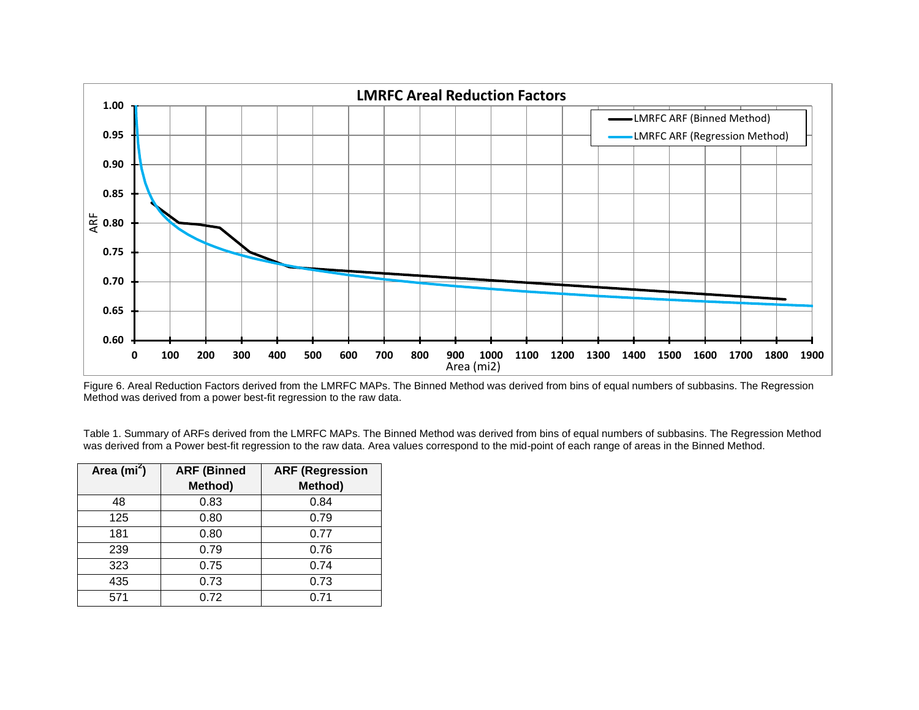Figure 6. Areal Reduction Factors derived from the LMRFC MAPs. The Binned Method was derived from bins of equal numbers of subbasins. The Regression Method was derived from a power best-fit regression to the raw data.

Table 1. Summary of ARFs derived from the LMRFC MAPs. The Binned Method was derived from bins of equal numbers of subbasins. The Regression Method was derived from a Power best-fit regression to the raw data. Area values correspond to the mid-point of each range of areas in the Binned Method.

| Area ($mi^2$) | ARF (Binned Method) | ARF (Regression Method) |
| --- | --- | --- |
| 48 | 0.83 | 0.84 |
| 125 | 0.80 | 0.79 |
| 181 | 0.80 | 0.77 |
| 239 | 0.79 | 0.76 |
| 323 | 0.75 | 0.74 |
| 435 | 0.73 | 0.73 |
| 571 | 0.72 | 0.71 |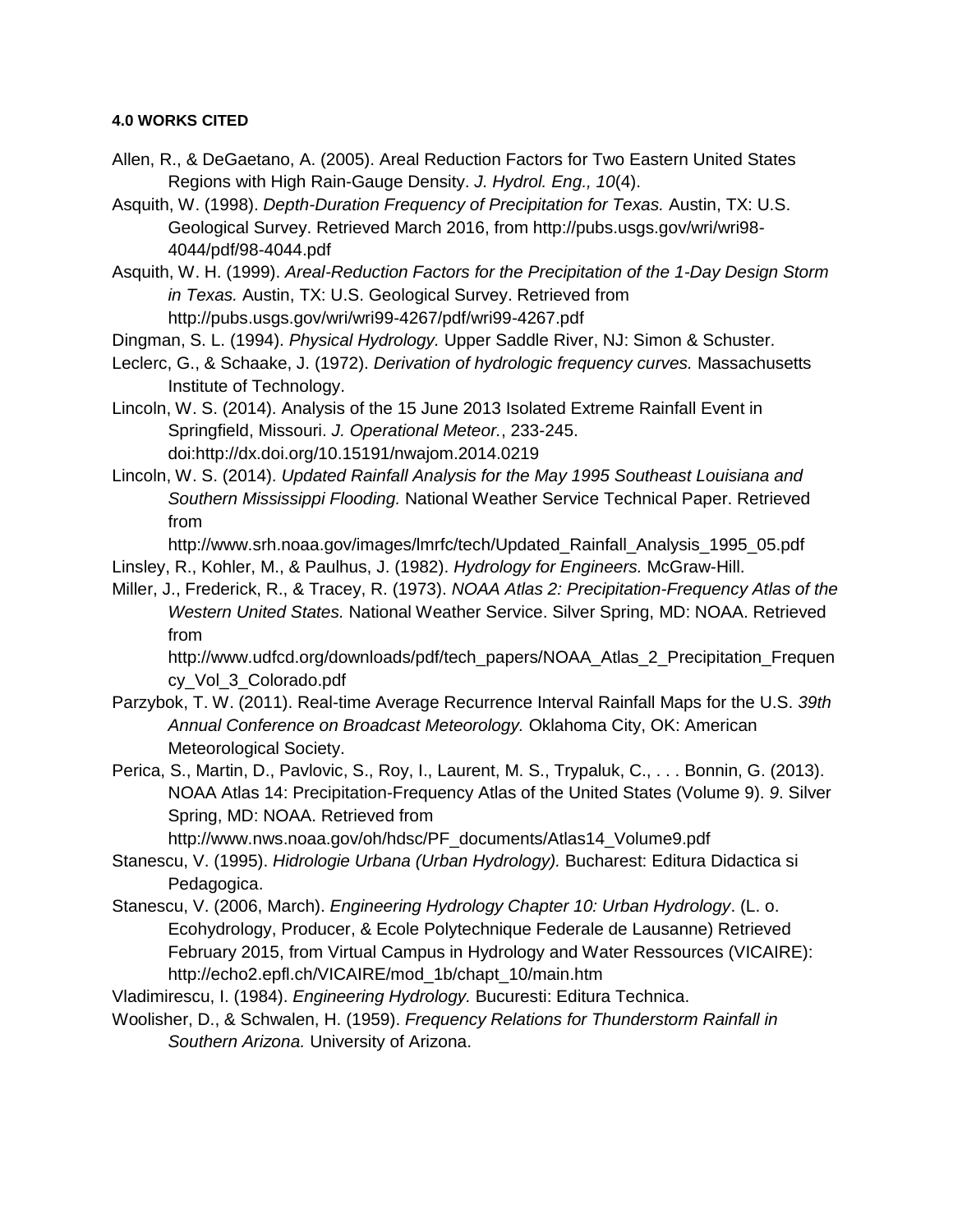**4.0 WORKS CITED**

Allen, R., & DeGaetano, A. (2005). Areal Reduction Factors for Two Eastern United States Regions with High Rain-Gauge Density. *J. Hydrol. Eng., 10*(4).

Asquith, W. (1998). *Depth-Duration Frequency of Precipitation for Texas.* Austin, TX: U.S. Geological Survey. Retrieved March 2016, from http://pubs.usgs.gov/wri/wri98-4044/pdf/98-4044.pdf

Asquith, W. H. (1999). *Areal-Reduction Factors for the Precipitation of the 1-Day Design Storm in Texas.* Austin, TX: U.S. Geological Survey. Retrieved from http://pubs.usgs.gov/wri/wri99-4267/pdf/wri99-4267.pdf

Dingman, S. L. (1994). *Physical Hydrology.* Upper Saddle River, NJ: Simon & Schuster.

Leclerc, G., & Schaake, J. (1972). *Derivation of hydrologic frequency curves.* Massachusetts Institute of Technology.

Lincoln, W. S. (2014). Analysis of the 15 June 2013 Isolated Extreme Rainfall Event in Springfield, Missouri. *J. Operational Meteor.*, 233-245. doi:http://dx.doi.org/10.15191/nwajom.2014.0219

Lincoln, W. S. (2014). *Updated Rainfall Analysis for the May 1995 Southeast Louisiana and Southern Mississippi Flooding.* National Weather Service Technical Paper. Retrieved from http://www.srh.noaa.gov/images/lmrfc/tech/Updated_Rainfall_Analysis_1995_05.pdf

Linsley, R., Kohler, M., & Paulhus, J. (1982). *Hydrology for Engineers.* McGraw-Hill.

Miller, J., Frederick, R., & Tracey, R. (1973). *NOAA Atlas 2: Precipitation-Frequency Atlas of the Western United States.* National Weather Service. Silver Spring, MD: NOAA. Retrieved from http://www.udfcd.org/downloads/pdf/tech_papers/NOAA_Atlas_2_Precipitation_Frequency_Vol_3_Colorado.pdf

Parzybok, T. W. (2011). Real-time Average Recurrence Interval Rainfall Maps for the U.S. *39th Annual Conference on Broadcast Meteorology.* Oklahoma City, OK: American Meteorological Society.

Perica, S., Martin, D., Pavlovic, S., Roy, I., Laurent, M. S., Trypaluk, C., . . . Bonnin, G. (2013). NOAA Atlas 14: Precipitation-Frequency Atlas of the United States (Volume 9). *9*. Silver Spring, MD: NOAA. Retrieved from http://www.nws.noaa.gov/oh/hdsc/PF_documents/Atlas14_Volume9.pdf

Stanescu, V. (1995). *Hidrologie Urbana (Urban Hydrology).* Bucharest: Editura Didactica si Pedagogica.

Stanescu, V. (2006, March). *Engineering Hydrology Chapter 10: Urban Hydrology*. (L. o. Ecohydrology, Producer, & Ecole Polytechnique Federale de Lausanne) Retrieved February 2015, from Virtual Campus in Hydrology and Water Ressources (VICAIRE): http://echo2.epfl.ch/VICAIRE/mod_1b/chapt_10/main.htm

Vladimirescu, I. (1984). *Engineering Hydrology.* Bucuresti: Editura Technica.

Woolisher, D., & Schwalen, H. (1959). *Frequency Relations for Thunderstorm Rainfall in Southern Arizona.* University of Arizona.